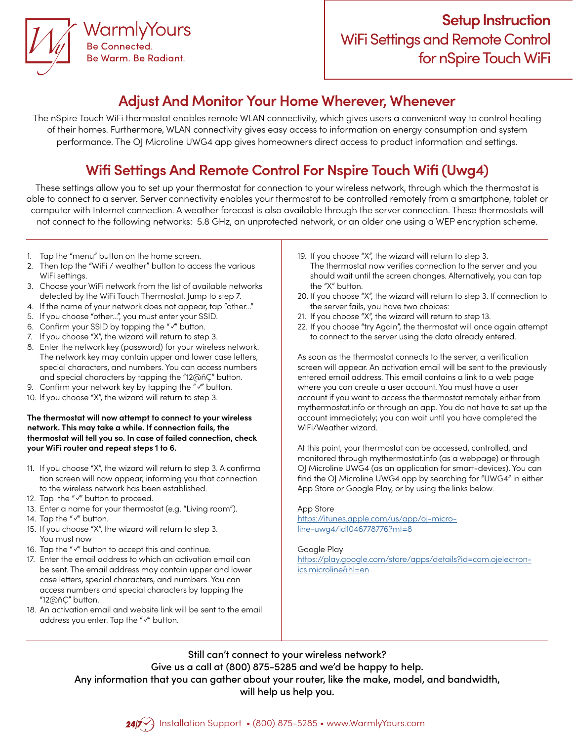WarmlyYours
Be Connected.
Be Warm. Be Radiant.

# Setup Instruction
# WiFi Settings and Remote Control for nSpire Touch WiFi

## Adjust And Monitor Your Home Wherever, Whenever

The nSpire Touch WiFi thermostat enables remote WLAN connectivity, which gives users a convenient way to control heating of their homes. Furthermore, WLAN connectivity gives easy access to information on energy consumption and system performance. The OJ Microline UWG4 app gives homeowners direct access to product information and settings.

## Wifi Settings And Remote Control For Nspire Touch Wifi (Uwg4)

These settings allow you to set up your thermostat for connection to your wireless network, through which the thermostat is able to connect to a server. Server connectivity enables your thermostat to be controlled remotely from a smartphone, tablet or computer with Internet connection. A weather forecast is also available through the server connection. These thermostats will not connect to the following networks: 5.8 GHz, an unprotected network, or an older one using a WEP encryption scheme.

1. Tap the "menu" button on the home screen.
2. Then tap the "WiFi / weather" button to access the various WiFi settings.
3. Choose your WiFi network from the list of available networks detected by the WiFi Touch Thermostat. Jump to step 7.
4. If the name of your network does not appear, tap "other..."
5. If you choose "other...", you must enter your SSID.
6. Confirm your SSID by tapping the "✓" button.
7. If you choose "X", the wizard will return to step 3.
8. Enter the network key (password) for your wireless network. The network key may contain upper and lower case letters, special characters, and numbers. You can access numbers and special characters by tapping the "12@ñÇ" button.
9. Confirm your network key by tapping the "✓" button.
10. If you choose "X", the wizard will return to step 3.

**The thermostat will now attempt to connect to your wireless network. This may take a while. If connection fails, the thermostat will tell you so. In case of failed connection, check your WiFi router and repeat steps 1 to 6.**

11. If you choose "X", the wizard will return to step 3. A confirma tion screen will now appear, informing you that connection to the wireless network has been established.
12. Tap the "✓" button to proceed.
13. Enter a name for your thermostat (e.g. "Living room").
14. Tap the "✓" button.
15. If you choose "X", the wizard will return to step 3.
You must now
16. Tap the "✓" button to accept this and continue.
17. Enter the email address to which an activation email can be sent. The email address may contain upper and lower case letters, special characters, and numbers. You can access numbers and special characters by tapping the "12@ñÇ" button.
18. An activation email and website link will be sent to the email address you enter. Tap the "✓" button.
19. If you choose "X", the wizard will return to step 3.
The thermostat now verifies connection to the server and you should wait until the screen changes. Alternatively, you can tap the "X" button.
20. If you choose "X", the wizard will return to step 3. If connection to the server fails, you have two choices:
21. If you choose "X", the wizard will return to step 13.
22. If you choose "try Again", the thermostat will once again attempt to connect to the server using the data already entered.

As soon as the thermostat connects to the server, a verification screen will appear. An activation email will be sent to the previously entered email address. This email contains a link to a web page where you can create a user account. You must have a user account if you want to access the thermostat remotely either from mythermostat.info or through an app. You do not have to set up the account immediately; you can wait until you have completed the WiFi/Weather wizard.

At this point, your thermostat can be accessed, controlled, and monitored through mythermostat.info (as a webpage) or through OJ Microline UWG4 (as an application for smart-devices). You can find the OJ Microline UWG4 app by searching for "UWG4" in either App Store or Google Play, or by using the links below.

App Store
https://itunes.apple.com/us/app/oj-microline-uwg4/id1046778776?mt=8

Google Play
https://play.google.com/store/apps/details?id=com.ojelectronics.microline&hl=en

Still can't connect to your wireless network?
Give us a call at (800) 875-5285 and we'd be happy to help.
Any information that you can gather about your router, like the make, model, and bandwidth, will help us help you.

24/7 Installation Support • (800) 875-5285 • www.WarmlyYours.com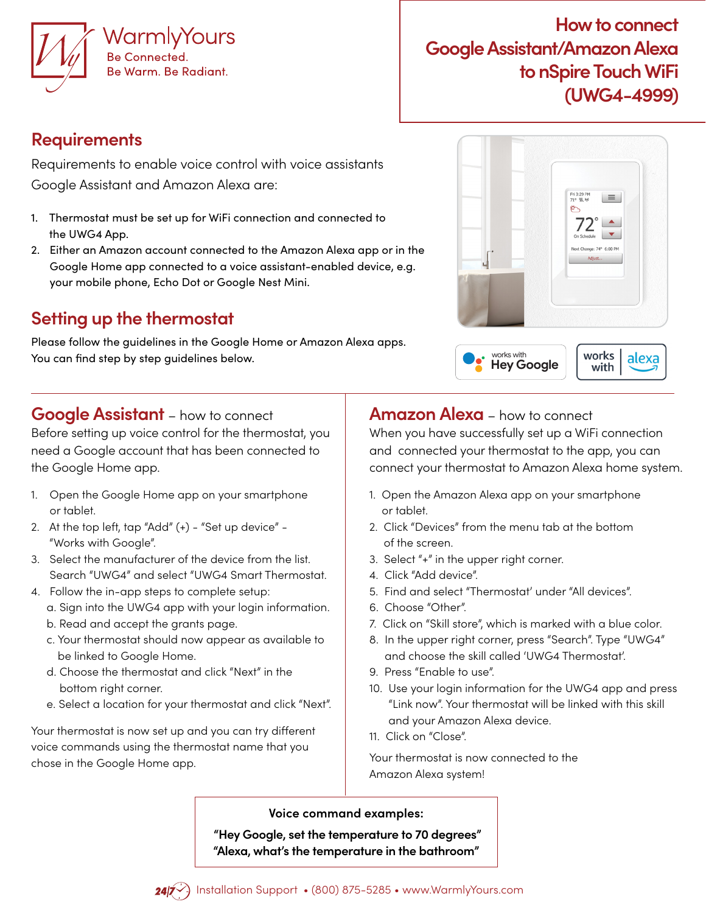WarmlyYours
Be Connected.
Be Warm. Be Radiant.

# How to connect Google Assistant/Amazon Alexa to nSpire Touch WiFi (UWG4-4999)

## Requirements

Requirements to enable voice control with voice assistants Google Assistant and Amazon Alexa are:

1. Thermostat must be set up for WiFi connection and connected to the UWG4 App.
2. Either an Amazon account connected to the Amazon Alexa app or in the Google Home app connected to a voice assistant-enabled device, e.g. your mobile phone, Echo Dot or Google Nest Mini.

## Setting up the thermostat

Please follow the guidelines in the Google Home or Amazon Alexa apps. You can find step by step guidelines below.

works with Hey Google

works with alexa

## Google Assistant – how to connect

Before setting up voice control for the thermostat, you need a Google account that has been connected to the Google Home app.

1. Open the Google Home app on your smartphone or tablet.
2. At the top left, tap “Add” (+) – “Set up device” – “Works with Google”.
3. Select the manufacturer of the device from the list. Search “UWG4” and select “UWG4 Smart Thermostat.
4. Follow the in-app steps to complete setup:
   a. Sign into the UWG4 app with your login information.
   b. Read and accept the grants page.
   c. Your thermostat should now appear as available to be linked to Google Home.
   d. Choose the thermostat and click “Next” in the bottom right corner.
   e. Select a location for your thermostat and click “Next”.

Your thermostat is now set up and you can try different voice commands using the thermostat name that you chose in the Google Home app.

## Amazon Alexa – how to connect

When you have successfully set up a WiFi connection and connected your thermostat to the app, you can connect your thermostat to Amazon Alexa home system.

1. Open the Amazon Alexa app on your smartphone or tablet.
2. Click “Devices” from the menu tab at the bottom of the screen.
3. Select “+” in the upper right corner.
4. Click “Add device”.
5. Find and select “Thermostat’ under “All devices”.
6. Choose “Other”.
7. Click on “Skill store”, which is marked with a blue color.
8. In the upper right corner, press “Search”. Type “UWG4” and choose the skill called ‘UWG4 Thermostat’.
9. Press “Enable to use”.
10. Use your login information for the UWG4 app and press “Link now”. Your thermostat will be linked with this skill and your Amazon Alexa device.
11. Click on “Close”.

Your thermostat is now connected to the Amazon Alexa system!

**Voice command examples:**

**“Hey Google, set the temperature to 70 degrees”**
**“Alexa, what’s the temperature in the bathroom”**

24/7 Installation Support • (800) 875-5285 • www.WarmlyYours.com